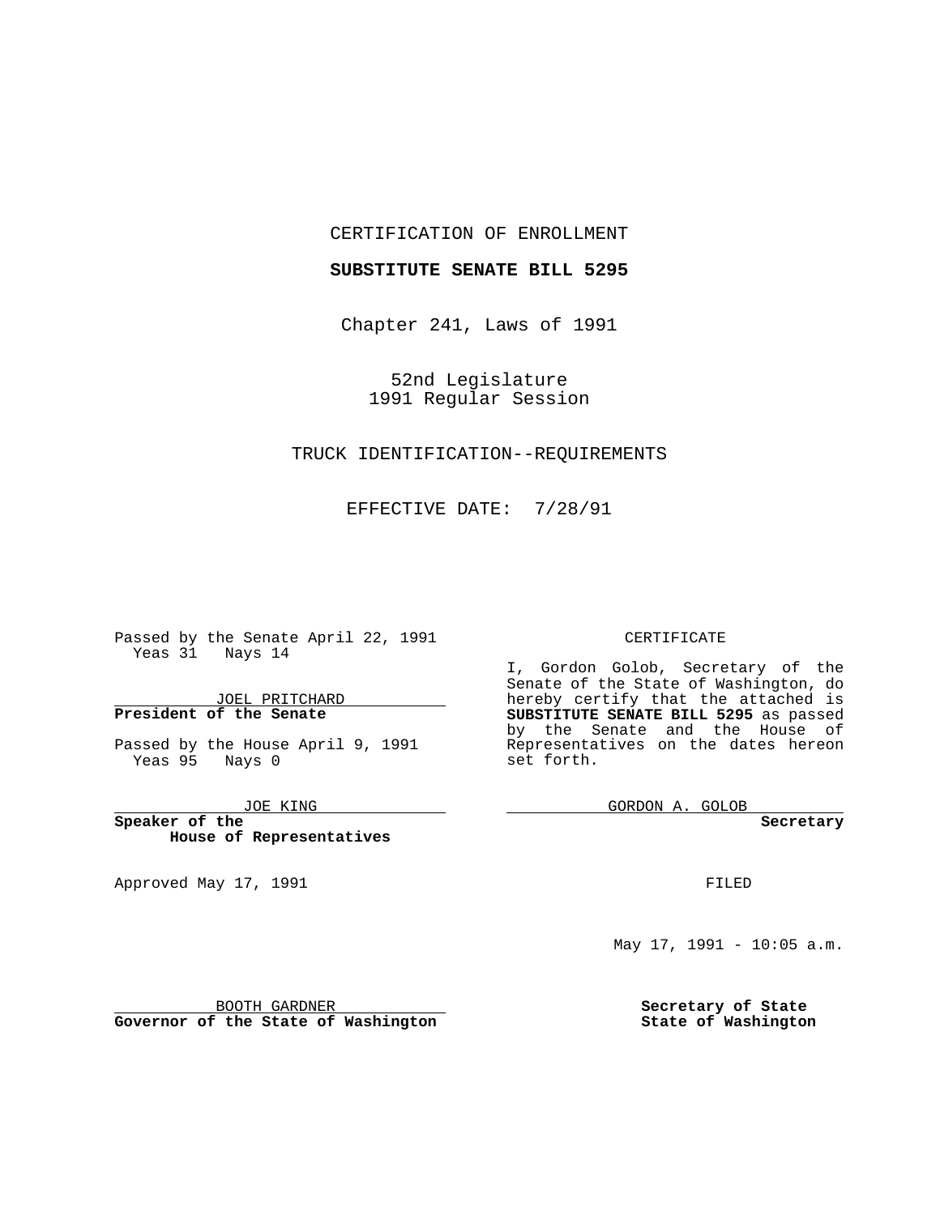CERTIFICATION OF ENROLLMENT

**SUBSTITUTE SENATE BILL 5295**

Chapter 241, Laws of 1991

52nd Legislature
1991 Regular Session

TRUCK IDENTIFICATION--REQUIREMENTS

EFFECTIVE DATE: 7/28/91

Passed by the Senate April 22, 1991
Yeas 31 Nays 14

JOEL PRITCHARD
**President of the Senate**

Passed by the House April 9, 1991
Yeas 95 Nays 0

JOE KING
**Speaker of the House of Representatives**

Approved May 17, 1991

BOOTH GARDNER
**Governor of the State of Washington**

CERTIFICATE

I, Gordon Golob, Secretary of the Senate of the State of Washington, do hereby certify that the attached is **SUBSTITUTE SENATE BILL 5295** as passed by the Senate and the House of Representatives on the dates hereon set forth.

GORDON A. GOLOB
**Secretary**

FILED

May 17, 1991 - 10:05 a.m.

**Secretary of State**
**State of Washington**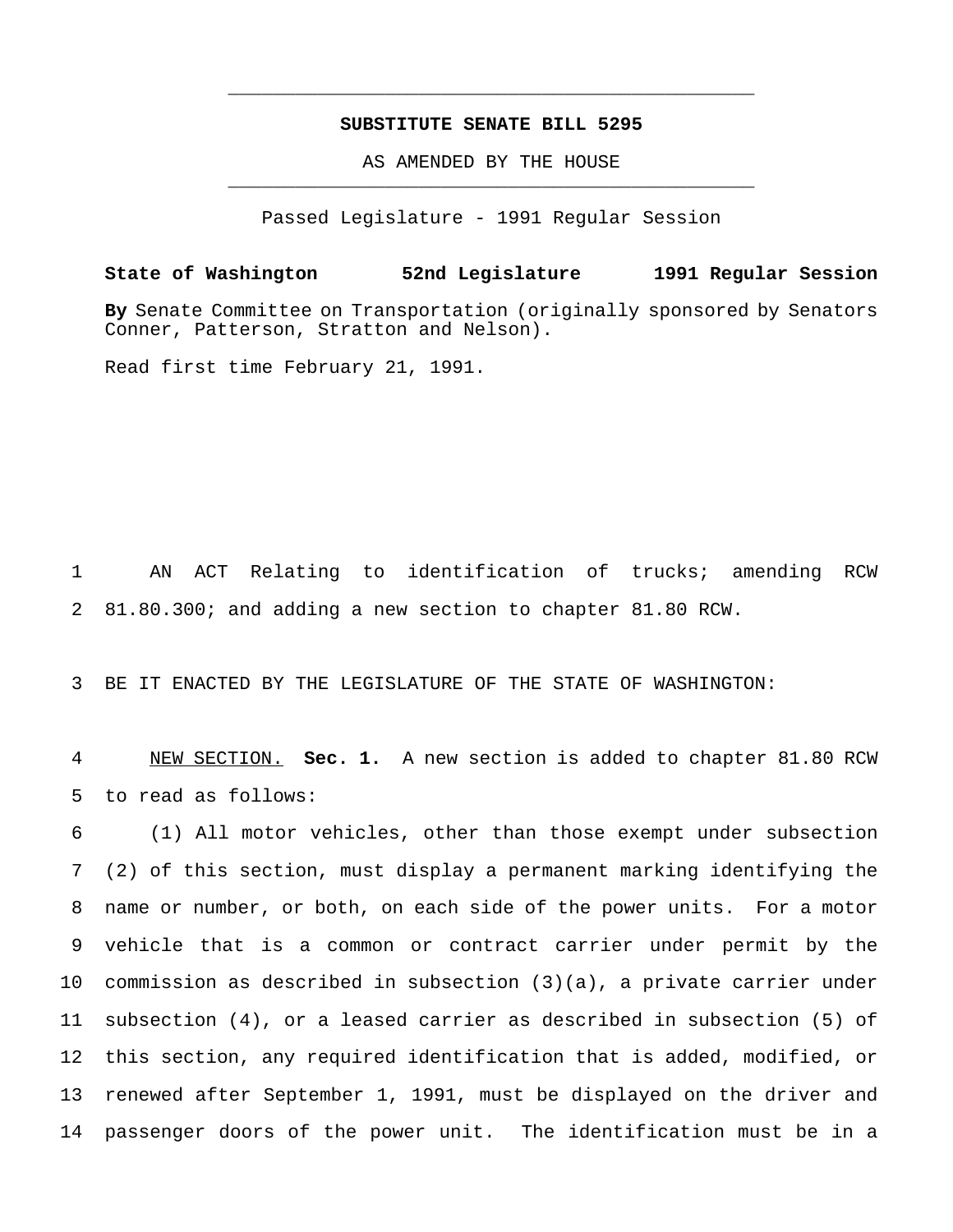**SUBSTITUTE SENATE BILL 5295**

AS AMENDED BY THE HOUSE

Passed Legislature - 1991 Regular Session

**State of Washington 52nd Legislature 1991 Regular Session**

**By** Senate Committee on Transportation (originally sponsored by Senators Conner, Patterson, Stratton and Nelson).

Read first time February 21, 1991.

1 AN ACT Relating to identification of trucks; amending RCW 2 81.80.300; and adding a new section to chapter 81.80 RCW.

3 BE IT ENACTED BY THE LEGISLATURE OF THE STATE OF WASHINGTON:

4 NEW SECTION. **Sec. 1.** A new section is added to chapter 81.80 RCW 5 to read as follows:

6 (1) All motor vehicles, other than those exempt under subsection 7 (2) of this section, must display a permanent marking identifying the 8 name or number, or both, on each side of the power units. For a motor 9 vehicle that is a common or contract carrier under permit by the 10 commission as described in subsection (3)(a), a private carrier under 11 subsection (4), or a leased carrier as described in subsection (5) of 12 this section, any required identification that is added, modified, or 13 renewed after September 1, 1991, must be displayed on the driver and 14 passenger doors of the power unit. The identification must be in a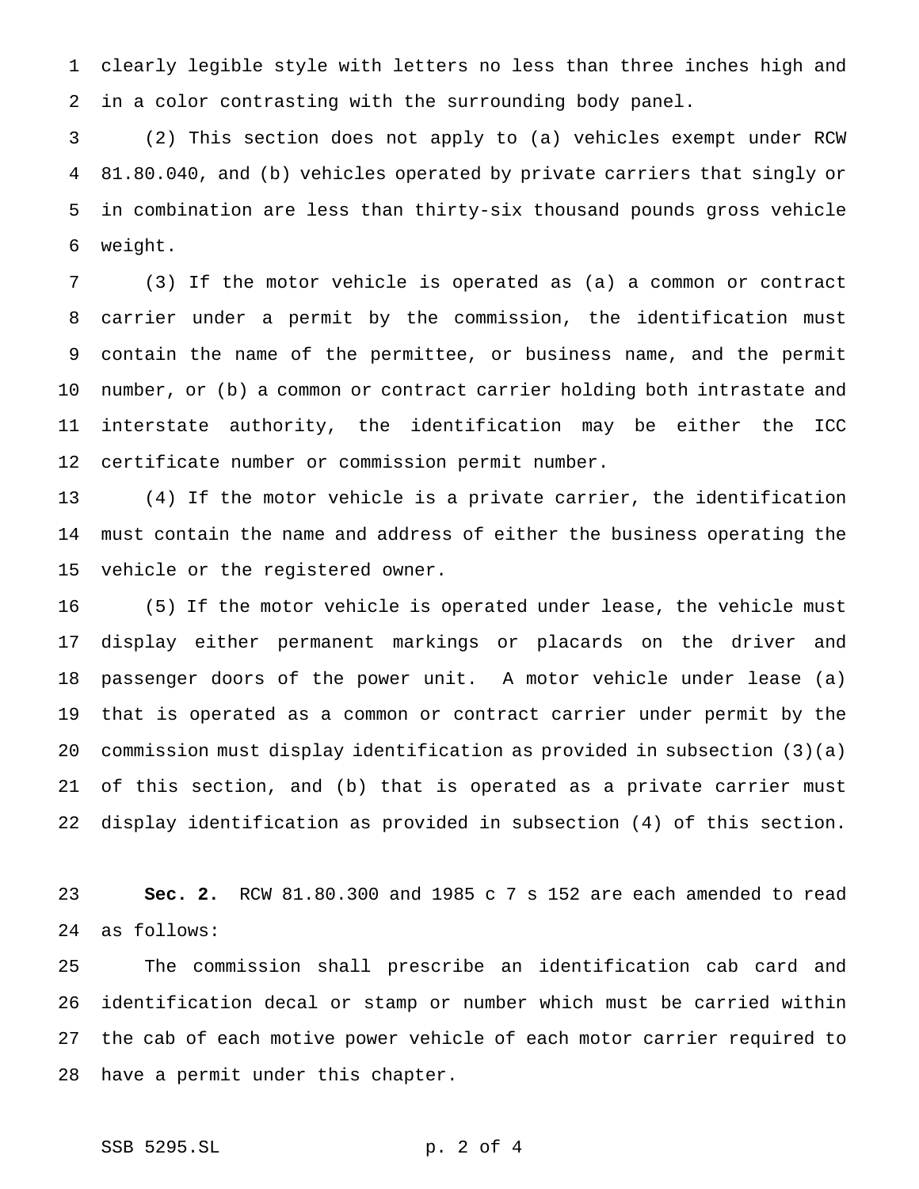clearly legible style with letters no less than three inches high and in a color contrasting with the surrounding body panel.

(2) This section does not apply to (a) vehicles exempt under RCW 81.80.040, and (b) vehicles operated by private carriers that singly or in combination are less than thirty-six thousand pounds gross vehicle weight.

(3) If the motor vehicle is operated as (a) a common or contract carrier under a permit by the commission, the identification must contain the name of the permittee, or business name, and the permit number, or (b) a common or contract carrier holding both intrastate and interstate authority, the identification may be either the ICC certificate number or commission permit number.

(4) If the motor vehicle is a private carrier, the identification must contain the name and address of either the business operating the vehicle or the registered owner.

(5) If the motor vehicle is operated under lease, the vehicle must display either permanent markings or placards on the driver and passenger doors of the power unit. A motor vehicle under lease (a) that is operated as a common or contract carrier under permit by the commission must display identification as provided in subsection (3)(a) of this section, and (b) that is operated as a private carrier must display identification as provided in subsection (4) of this section.

**Sec. 2.** RCW 81.80.300 and 1985 c 7 s 152 are each amended to read as follows:

The commission shall prescribe an identification cab card and identification decal or stamp or number which must be carried within the cab of each motive power vehicle of each motor carrier required to have a permit under this chapter.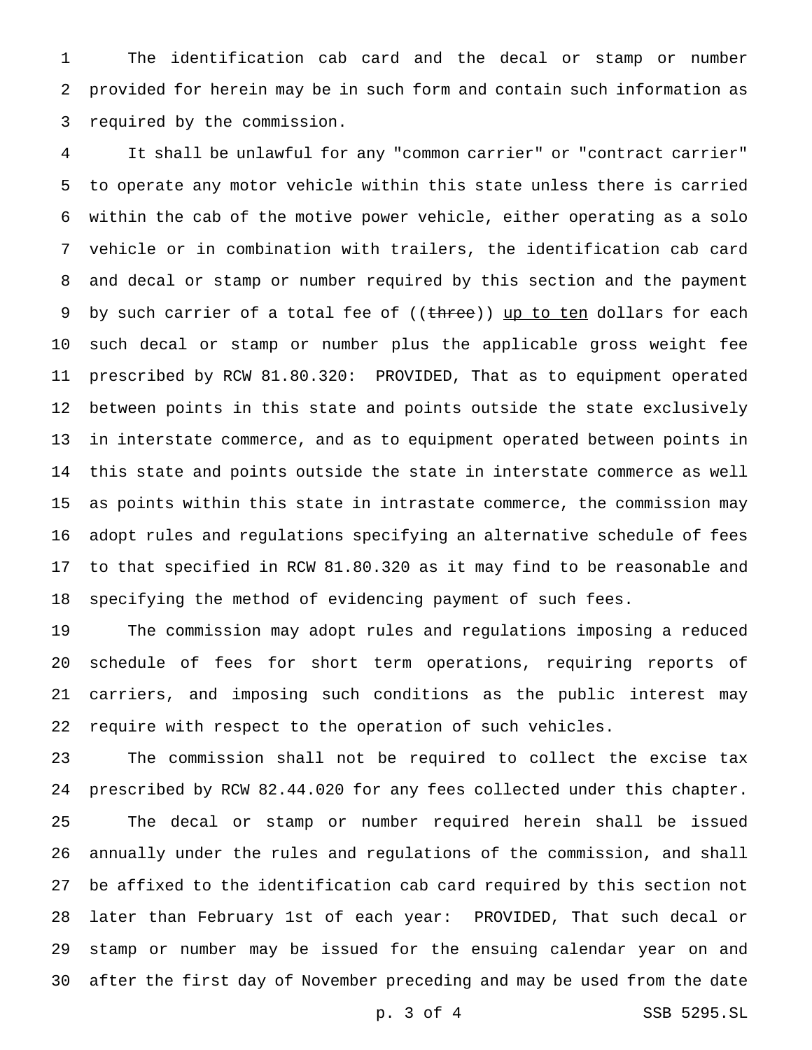The identification cab card and the decal or stamp or number provided for herein may be in such form and contain such information as required by the commission.

It shall be unlawful for any "common carrier" or "contract carrier" to operate any motor vehicle within this state unless there is carried within the cab of the motive power vehicle, either operating as a solo vehicle or in combination with trailers, the identification cab card and decal or stamp or number required by this section and the payment by such carrier of a total fee of ((~~three~~)) <u>up to ten</u> dollars for each such decal or stamp or number plus the applicable gross weight fee prescribed by RCW 81.80.320: PROVIDED, That as to equipment operated between points in this state and points outside the state exclusively in interstate commerce, and as to equipment operated between points in this state and points outside the state in interstate commerce as well as points within this state in intrastate commerce, the commission may adopt rules and regulations specifying an alternative schedule of fees to that specified in RCW 81.80.320 as it may find to be reasonable and specifying the method of evidencing payment of such fees.

The commission may adopt rules and regulations imposing a reduced schedule of fees for short term operations, requiring reports of carriers, and imposing such conditions as the public interest may require with respect to the operation of such vehicles.

The commission shall not be required to collect the excise tax prescribed by RCW 82.44.020 for any fees collected under this chapter.

The decal or stamp or number required herein shall be issued annually under the rules and regulations of the commission, and shall be affixed to the identification cab card required by this section not later than February 1st of each year: PROVIDED, That such decal or stamp or number may be issued for the ensuing calendar year on and after the first day of November preceding and may be used from the date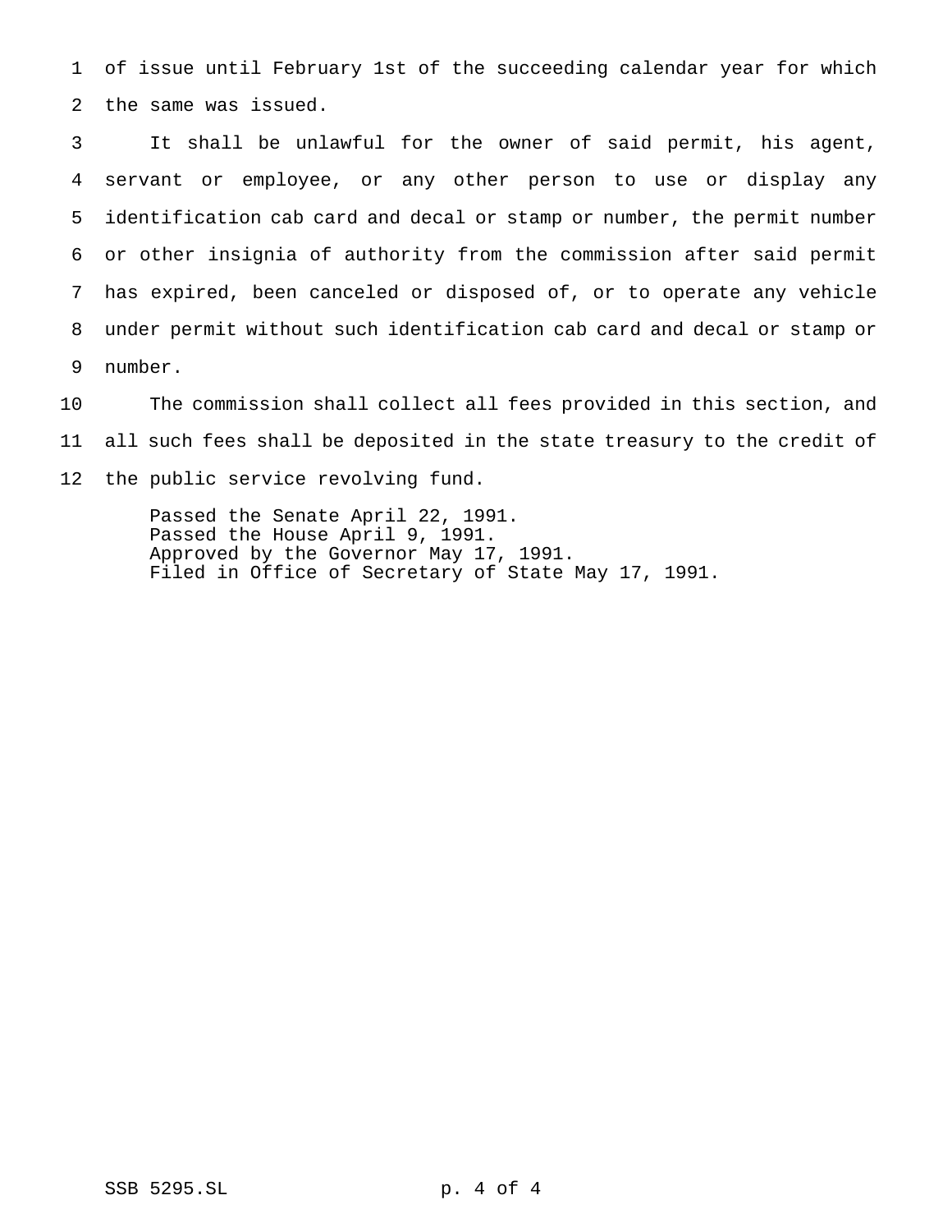of issue until February 1st of the succeeding calendar year for which the same was issued.

It shall be unlawful for the owner of said permit, his agent, servant or employee, or any other person to use or display any identification cab card and decal or stamp or number, the permit number or other insignia of authority from the commission after said permit has expired, been canceled or disposed of, or to operate any vehicle under permit without such identification cab card and decal or stamp or number.

The commission shall collect all fees provided in this section, and all such fees shall be deposited in the state treasury to the credit of the public service revolving fund.

Passed the Senate April 22, 1991.
Passed the House April 9, 1991.
Approved by the Governor May 17, 1991.
Filed in Office of Secretary of State May 17, 1991.